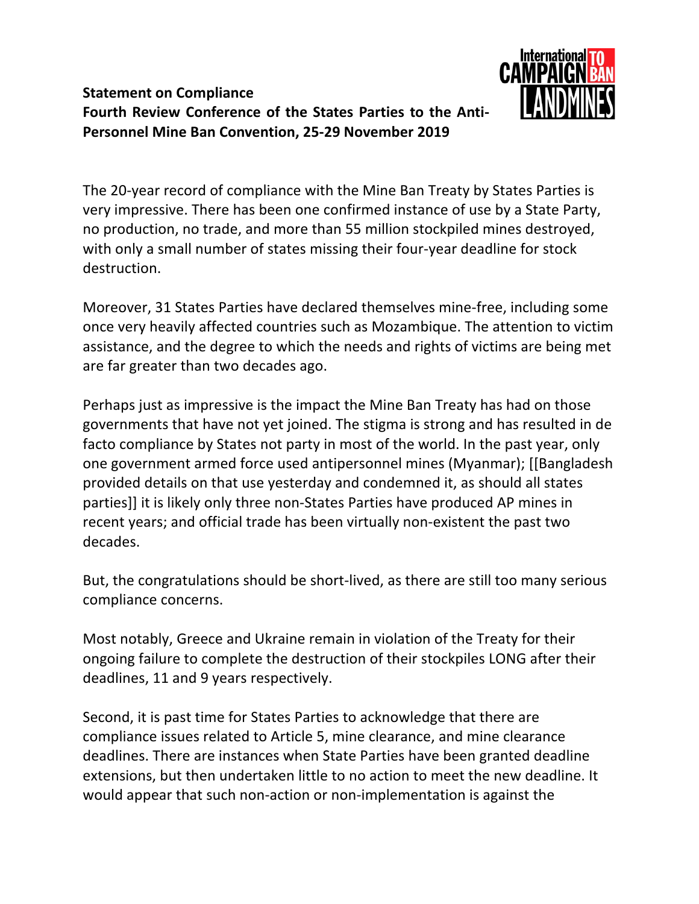**Statement on Compliance**
**Fourth Review Conference of the States Parties to the Anti-Personnel Mine Ban Convention, 25-29 November 2019**

The 20-year record of compliance with the Mine Ban Treaty by States Parties is very impressive. There has been one confirmed instance of use by a State Party, no production, no trade, and more than 55 million stockpiled mines destroyed, with only a small number of states missing their four-year deadline for stock destruction.

Moreover, 31 States Parties have declared themselves mine-free, including some once very heavily affected countries such as Mozambique. The attention to victim assistance, and the degree to which the needs and rights of victims are being met are far greater than two decades ago.

Perhaps just as impressive is the impact the Mine Ban Treaty has had on those governments that have not yet joined. The stigma is strong and has resulted in de facto compliance by States not party in most of the world. In the past year, only one government armed force used antipersonnel mines (Myanmar); [[Bangladesh provided details on that use yesterday and condemned it, as should all states parties]] it is likely only three non-States Parties have produced AP mines in recent years; and official trade has been virtually non-existent the past two decades.

But, the congratulations should be short-lived, as there are still too many serious compliance concerns.

Most notably, Greece and Ukraine remain in violation of the Treaty for their ongoing failure to complete the destruction of their stockpiles LONG after their deadlines, 11 and 9 years respectively.

Second, it is past time for States Parties to acknowledge that there are compliance issues related to Article 5, mine clearance, and mine clearance deadlines. There are instances when State Parties have been granted deadline extensions, but then undertaken little to no action to meet the new deadline. It would appear that such non-action or non-implementation is against the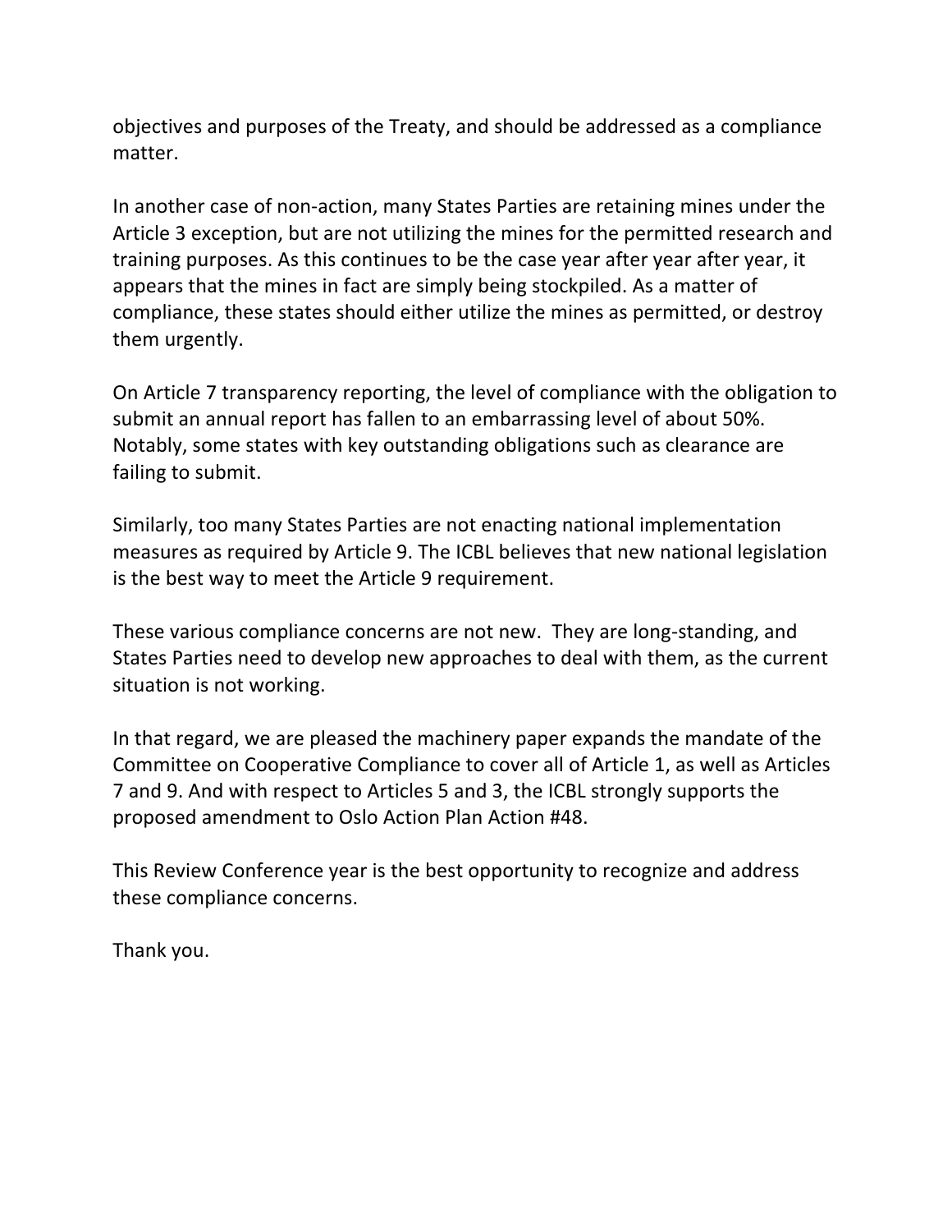objectives and purposes of the Treaty, and should be addressed as a compliance matter.

In another case of non-action, many States Parties are retaining mines under the Article 3 exception, but are not utilizing the mines for the permitted research and training purposes. As this continues to be the case year after year after year, it appears that the mines in fact are simply being stockpiled. As a matter of compliance, these states should either utilize the mines as permitted, or destroy them urgently.

On Article 7 transparency reporting, the level of compliance with the obligation to submit an annual report has fallen to an embarrassing level of about 50%. Notably, some states with key outstanding obligations such as clearance are failing to submit.

Similarly, too many States Parties are not enacting national implementation measures as required by Article 9. The ICBL believes that new national legislation is the best way to meet the Article 9 requirement.

These various compliance concerns are not new. They are long-standing, and States Parties need to develop new approaches to deal with them, as the current situation is not working.

In that regard, we are pleased the machinery paper expands the mandate of the Committee on Cooperative Compliance to cover all of Article 1, as well as Articles 7 and 9. And with respect to Articles 5 and 3, the ICBL strongly supports the proposed amendment to Oslo Action Plan Action #48.

This Review Conference year is the best opportunity to recognize and address these compliance concerns.

Thank you.